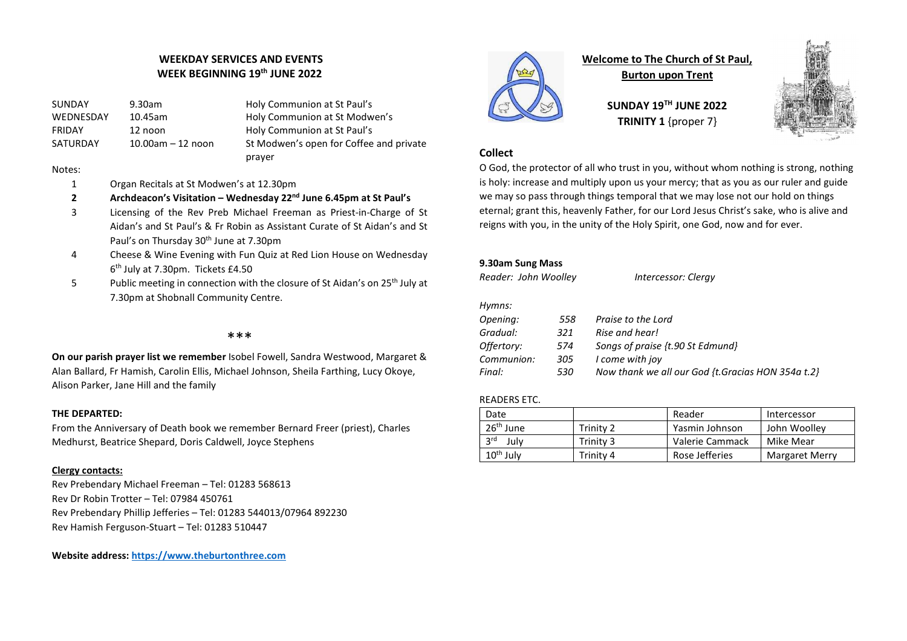## WEEKDAY SERVICES AND EVENTS
## WEEK BEGINNING 19th JUNE 2022

| | | |
|---|---|---|
| SUNDAY | 9.30am | Holy Communion at St Paul's |
| WEDNESDAY | 10.45am | Holy Communion at St Modwen's |
| FRIDAY | 12 noon | Holy Communion at St Paul's |
| SATURDAY | 10.00am – 12 noon | St Modwen's open for Coffee and private prayer |

Notes:

1. Organ Recitals at St Modwen's at 12.30pm
2. **Archdeacon's Visitation – Wednesday 22nd June 6.45pm at St Paul's**
3. Licensing of the Rev Preb Michael Freeman as Priest-in-Charge of St Aidan's and St Paul's & Fr Robin as Assistant Curate of St Aidan's and St Paul's on Thursday 30th June at 7.30pm
4. Cheese & Wine Evening with Fun Quiz at Red Lion House on Wednesday 6th July at 7.30pm. Tickets £4.50
5. Public meeting in connection with the closure of St Aidan's on 25th July at 7.30pm at Shobnall Community Centre.

***

**On our parish prayer list we remember** Isobel Fowell, Sandra Westwood, Margaret & Alan Ballard, Fr Hamish, Carolin Ellis, Michael Johnson, Sheila Farthing, Lucy Okoye, Alison Parker, Jane Hill and the family

**THE DEPARTED:**

From the Anniversary of Death book we remember Bernard Freer (priest), Charles Medhurst, Beatrice Shepard, Doris Caldwell, Joyce Stephens

**Clergy contacts:**

Rev Prebendary Michael Freeman – Tel: 01283 568613
Rev Dr Robin Trotter – Tel: 07984 450761
Rev Prebendary Phillip Jefferies – Tel: 01283 544013/07964 892230
Rev Hamish Ferguson-Stuart – Tel: 01283 510447

**Website address: https://www.theburtonthree.com**

# Welcome to The Church of St Paul, Burton upon Trent

**SUNDAY 19TH JUNE 2022**
**TRINITY 1** {proper 7}

### Collect

O God, the protector of all who trust in you, without whom nothing is strong, nothing is holy: increase and multiply upon us your mercy; that as you as our ruler and guide we may so pass through things temporal that we may lose not our hold on things eternal; grant this, heavenly Father, for our Lord Jesus Christ's sake, who is alive and reigns with you, in the unity of the Holy Spirit, one God, now and for ever.

**9.30am Sung Mass**

*Reader: John Woolley* *Intercessor: Clergy*

*Hymns:*

| | | |
|---|---|---|
| *Opening:* | *558* | *Praise to the Lord* |
| *Gradual:* | *321* | *Rise and hear!* |
| *Offertory:* | *574* | *Songs of praise {t.90 St Edmund}* |
| *Communion:* | *305* | *I come with joy* |
| *Final:* | *530* | *Now thank we all our God {t.Gracias HON 354a t.2}* |

READERS ETC.

| Date | | Reader | Intercessor |
|---|---|---|---|
| 26th June | Trinity 2 | Yasmin Johnson | John Woolley |
| 3rd July | Trinity 3 | Valerie Cammack | Mike Mear |
| 10th July | Trinity 4 | Rose Jefferies | Margaret Merry |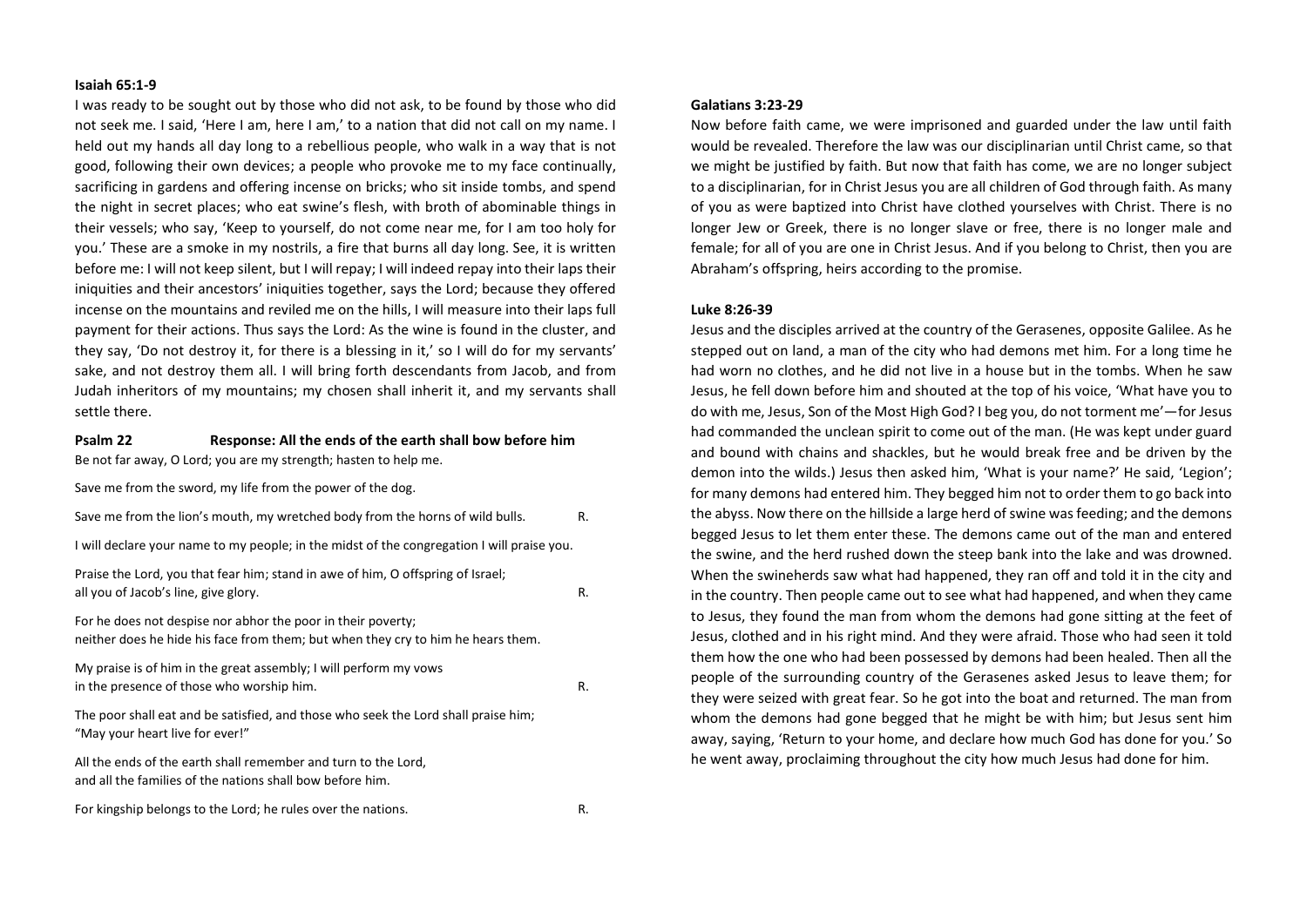**Isaiah 65:1-9**

I was ready to be sought out by those who did not ask, to be found by those who did not seek me. I said, 'Here I am, here I am,' to a nation that did not call on my name. I held out my hands all day long to a rebellious people, who walk in a way that is not good, following their own devices; a people who provoke me to my face continually, sacrificing in gardens and offering incense on bricks; who sit inside tombs, and spend the night in secret places; who eat swine's flesh, with broth of abominable things in their vessels; who say, 'Keep to yourself, do not come near me, for I am too holy for you.' These are a smoke in my nostrils, a fire that burns all day long. See, it is written before me: I will not keep silent, but I will repay; I will indeed repay into their laps their iniquities and their ancestors' iniquities together, says the Lord; because they offered incense on the mountains and reviled me on the hills, I will measure into their laps full payment for their actions. Thus says the Lord: As the wine is found in the cluster, and they say, 'Do not destroy it, for there is a blessing in it,' so I will do for my servants' sake, and not destroy them all. I will bring forth descendants from Jacob, and from Judah inheritors of my mountains; my chosen shall inherit it, and my servants shall settle there.

**Psalm 22 Response: All the ends of the earth shall bow before him**

Be not far away, O Lord; you are my strength; hasten to help me.

Save me from the sword, my life from the power of the dog.

Save me from the lion's mouth, my wretched body from the horns of wild bulls. R.

I will declare your name to my people; in the midst of the congregation I will praise you.

Praise the Lord, you that fear him; stand in awe of him, O offspring of Israel;
all you of Jacob's line, give glory. R.

For he does not despise nor abhor the poor in their poverty;
neither does he hide his face from them; but when they cry to him he hears them.

My praise is of him in the great assembly; I will perform my vows
in the presence of those who worship him. R.

The poor shall eat and be satisfied, and those who seek the Lord shall praise him;
"May your heart live for ever!"

All the ends of the earth shall remember and turn to the Lord,
and all the families of the nations shall bow before him.

For kingship belongs to the Lord; he rules over the nations. R.

**Galatians 3:23-29**

Now before faith came, we were imprisoned and guarded under the law until faith would be revealed. Therefore the law was our disciplinarian until Christ came, so that we might be justified by faith. But now that faith has come, we are no longer subject to a disciplinarian, for in Christ Jesus you are all children of God through faith. As many of you as were baptized into Christ have clothed yourselves with Christ. There is no longer Jew or Greek, there is no longer slave or free, there is no longer male and female; for all of you are one in Christ Jesus. And if you belong to Christ, then you are Abraham's offspring, heirs according to the promise.

**Luke 8:26-39**

Jesus and the disciples arrived at the country of the Gerasenes, opposite Galilee. As he stepped out on land, a man of the city who had demons met him. For a long time he had worn no clothes, and he did not live in a house but in the tombs. When he saw Jesus, he fell down before him and shouted at the top of his voice, 'What have you to do with me, Jesus, Son of the Most High God? I beg you, do not torment me'—for Jesus had commanded the unclean spirit to come out of the man. (He was kept under guard and bound with chains and shackles, but he would break free and be driven by the demon into the wilds.) Jesus then asked him, 'What is your name?' He said, 'Legion'; for many demons had entered him. They begged him not to order them to go back into the abyss. Now there on the hillside a large herd of swine was feeding; and the demons begged Jesus to let them enter these. The demons came out of the man and entered the swine, and the herd rushed down the steep bank into the lake and was drowned. When the swineherds saw what had happened, they ran off and told it in the city and in the country. Then people came out to see what had happened, and when they came to Jesus, they found the man from whom the demons had gone sitting at the feet of Jesus, clothed and in his right mind. And they were afraid. Those who had seen it told them how the one who had been possessed by demons had been healed. Then all the people of the surrounding country of the Gerasenes asked Jesus to leave them; for they were seized with great fear. So he got into the boat and returned. The man from whom the demons had gone begged that he might be with him; but Jesus sent him away, saying, 'Return to your home, and declare how much God has done for you.' So he went away, proclaiming throughout the city how much Jesus had done for him.